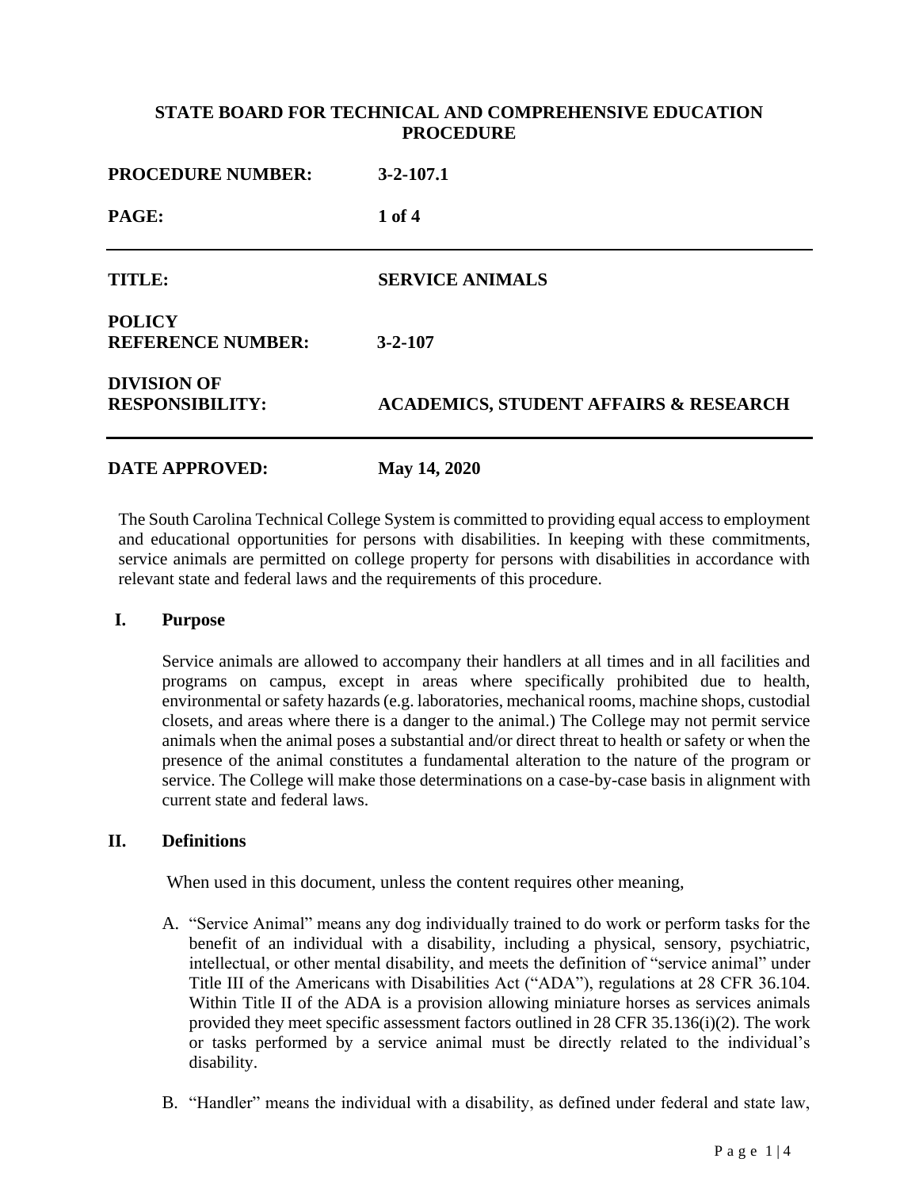**STATE BOARD FOR TECHNICAL AND COMPREHENSIVE EDUCATION PROCEDURE**

| | |
|---|---|
| **PROCEDURE NUMBER:** | **3-2-107.1** |
| **PAGE:** | **1 of 4** |
| **TITLE:** | **SERVICE ANIMALS** |
| **POLICY REFERENCE NUMBER:** | **3-2-107** |
| **DIVISION OF RESPONSIBILITY:** | **ACADEMICS, STUDENT AFFAIRS & RESEARCH** |
| **DATE APPROVED:** | **May 14, 2020** |

The South Carolina Technical College System is committed to providing equal access to employment and educational opportunities for persons with disabilities. In keeping with these commitments, service animals are permitted on college property for persons with disabilities in accordance with relevant state and federal laws and the requirements of this procedure.

## I. Purpose

Service animals are allowed to accompany their handlers at all times and in all facilities and programs on campus, except in areas where specifically prohibited due to health, environmental or safety hazards (e.g. laboratories, mechanical rooms, machine shops, custodial closets, and areas where there is a danger to the animal.) The College may not permit service animals when the animal poses a substantial and/or direct threat to health or safety or when the presence of the animal constitutes a fundamental alteration to the nature of the program or service. The College will make those determinations on a case-by-case basis in alignment with current state and federal laws.

## II. Definitions

When used in this document, unless the content requires other meaning,

A. "Service Animal" means any dog individually trained to do work or perform tasks for the benefit of an individual with a disability, including a physical, sensory, psychiatric, intellectual, or other mental disability, and meets the definition of "service animal" under Title III of the Americans with Disabilities Act ("ADA"), regulations at 28 CFR 36.104. Within Title II of the ADA is a provision allowing miniature horses as services animals provided they meet specific assessment factors outlined in 28 CFR 35.136(i)(2). The work or tasks performed by a service animal must be directly related to the individual's disability.

B. "Handler" means the individual with a disability, as defined under federal and state law,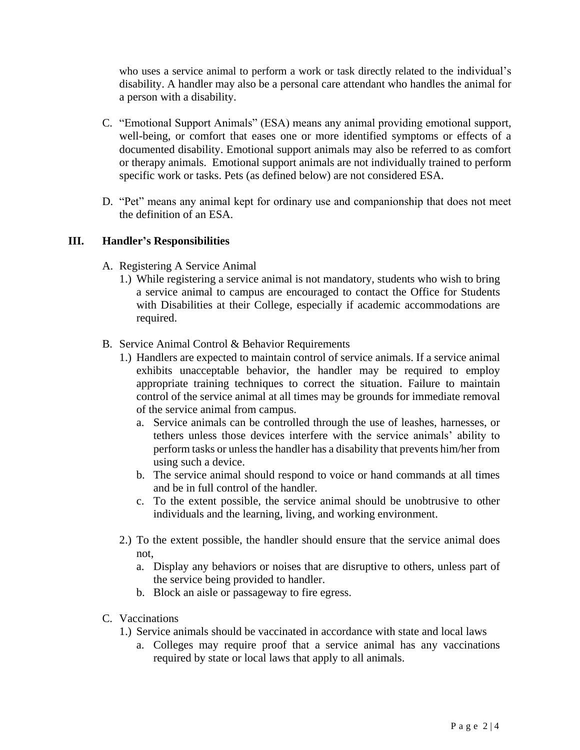who uses a service animal to perform a work or task directly related to the individual's disability. A handler may also be a personal care attendant who handles the animal for a person with a disability.

C. "Emotional Support Animals" (ESA) means any animal providing emotional support, well-being, or comfort that eases one or more identified symptoms or effects of a documented disability. Emotional support animals may also be referred to as comfort or therapy animals. Emotional support animals are not individually trained to perform specific work or tasks. Pets (as defined below) are not considered ESA.

D. "Pet" means any animal kept for ordinary use and companionship that does not meet the definition of an ESA.

## III. Handler's Responsibilities

A. Registering A Service Animal

1.) While registering a service animal is not mandatory, students who wish to bring a service animal to campus are encouraged to contact the Office for Students with Disabilities at their College, especially if academic accommodations are required.

B. Service Animal Control & Behavior Requirements

1.) Handlers are expected to maintain control of service animals. If a service animal exhibits unacceptable behavior, the handler may be required to employ appropriate training techniques to correct the situation. Failure to maintain control of the service animal at all times may be grounds for immediate removal of the service animal from campus.

   a. Service animals can be controlled through the use of leashes, harnesses, or tethers unless those devices interfere with the service animals' ability to perform tasks or unless the handler has a disability that prevents him/her from using such a device.
   b. The service animal should respond to voice or hand commands at all times and be in full control of the handler.
   c. To the extent possible, the service animal should be unobtrusive to other individuals and the learning, living, and working environment.

2.) To the extent possible, the handler should ensure that the service animal does not,

   a. Display any behaviors or noises that are disruptive to others, unless part of the service being provided to handler.
   b. Block an aisle or passageway to fire egress.

C. Vaccinations

1.) Service animals should be vaccinated in accordance with state and local laws

   a. Colleges may require proof that a service animal has any vaccinations required by state or local laws that apply to all animals.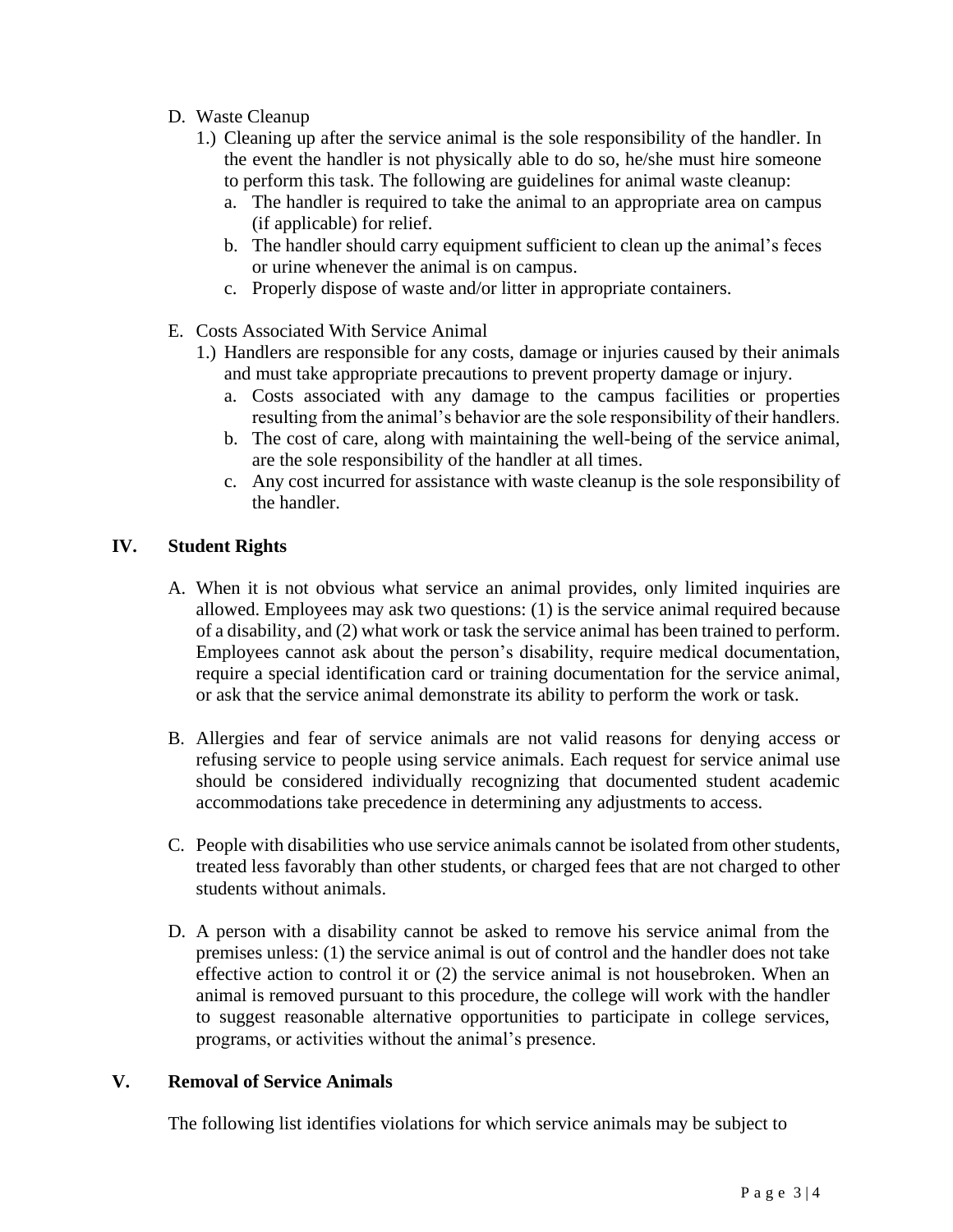D. Waste Cleanup

1.) Cleaning up after the service animal is the sole responsibility of the handler. In the event the handler is not physically able to do so, he/she must hire someone to perform this task. The following are guidelines for animal waste cleanup:

a. The handler is required to take the animal to an appropriate area on campus (if applicable) for relief.

b. The handler should carry equipment sufficient to clean up the animal's feces or urine whenever the animal is on campus.

c. Properly dispose of waste and/or litter in appropriate containers.

E. Costs Associated With Service Animal

1.) Handlers are responsible for any costs, damage or injuries caused by their animals and must take appropriate precautions to prevent property damage or injury.

a. Costs associated with any damage to the campus facilities or properties resulting from the animal's behavior are the sole responsibility of their handlers.

b. The cost of care, along with maintaining the well-being of the service animal, are the sole responsibility of the handler at all times.

c. Any cost incurred for assistance with waste cleanup is the sole responsibility of the handler.

## IV. Student Rights

A. When it is not obvious what service an animal provides, only limited inquiries are allowed. Employees may ask two questions: (1) is the service animal required because of a disability, and (2) what work or task the service animal has been trained to perform. Employees cannot ask about the person's disability, require medical documentation, require a special identification card or training documentation for the service animal, or ask that the service animal demonstrate its ability to perform the work or task.

B. Allergies and fear of service animals are not valid reasons for denying access or refusing service to people using service animals. Each request for service animal use should be considered individually recognizing that documented student academic accommodations take precedence in determining any adjustments to access.

C. People with disabilities who use service animals cannot be isolated from other students, treated less favorably than other students, or charged fees that are not charged to other students without animals.

D. A person with a disability cannot be asked to remove his service animal from the premises unless: (1) the service animal is out of control and the handler does not take effective action to control it or (2) the service animal is not housebroken. When an animal is removed pursuant to this procedure, the college will work with the handler to suggest reasonable alternative opportunities to participate in college services, programs, or activities without the animal's presence.

## V. Removal of Service Animals

The following list identifies violations for which service animals may be subject to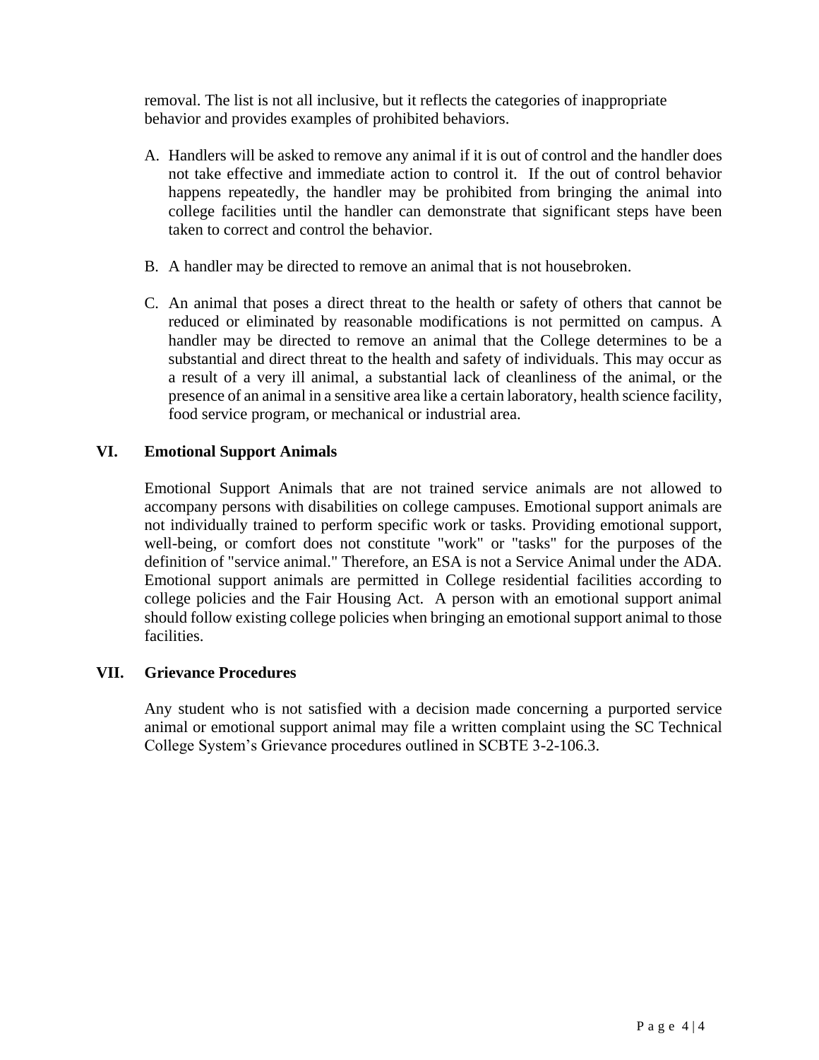removal. The list is not all inclusive, but it reflects the categories of inappropriate behavior and provides examples of prohibited behaviors.

A. Handlers will be asked to remove any animal if it is out of control and the handler does not take effective and immediate action to control it. If the out of control behavior happens repeatedly, the handler may be prohibited from bringing the animal into college facilities until the handler can demonstrate that significant steps have been taken to correct and control the behavior.

B. A handler may be directed to remove an animal that is not housebroken.

C. An animal that poses a direct threat to the health or safety of others that cannot be reduced or eliminated by reasonable modifications is not permitted on campus. A handler may be directed to remove an animal that the College determines to be a substantial and direct threat to the health and safety of individuals. This may occur as a result of a very ill animal, a substantial lack of cleanliness of the animal, or the presence of an animal in a sensitive area like a certain laboratory, health science facility, food service program, or mechanical or industrial area.

## VI. Emotional Support Animals

Emotional Support Animals that are not trained service animals are not allowed to accompany persons with disabilities on college campuses. Emotional support animals are not individually trained to perform specific work or tasks. Providing emotional support, well-being, or comfort does not constitute "work" or "tasks" for the purposes of the definition of "service animal." Therefore, an ESA is not a Service Animal under the ADA. Emotional support animals are permitted in College residential facilities according to college policies and the Fair Housing Act. A person with an emotional support animal should follow existing college policies when bringing an emotional support animal to those facilities.

## VII. Grievance Procedures

Any student who is not satisfied with a decision made concerning a purported service animal or emotional support animal may file a written complaint using the SC Technical College System's Grievance procedures outlined in SCBTE 3-2-106.3.